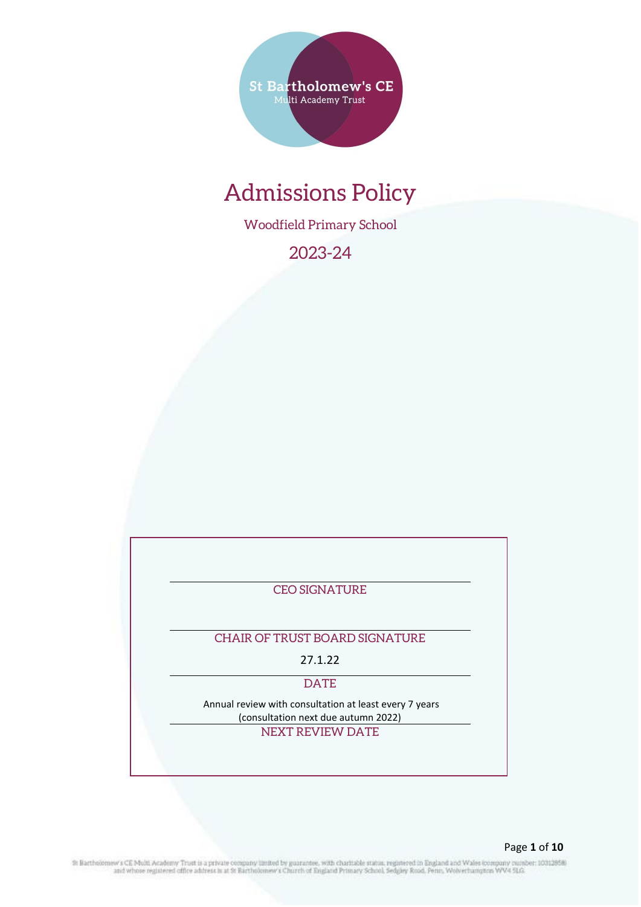St Bartholomew's CE
Multi Academy Trust

# Admissions Policy

Woodfield Primary School

2023-24

CEO SIGNATURE

CHAIR OF TRUST BOARD SIGNATURE

27.1.22

DATE

Annual review with consultation at least every 7 years (consultation next due autumn 2022)

NEXT REVIEW DATE

St Bartholomew's CE Multi Academy Trust is a private company limited by guarantee, with charitable status, registered in England and Wales (company number: 10312858) and whose registered office address is at St Bartholomew's Church of England Primary School, Sedgley Road, Penn, Wolverhampton WV4 5LG.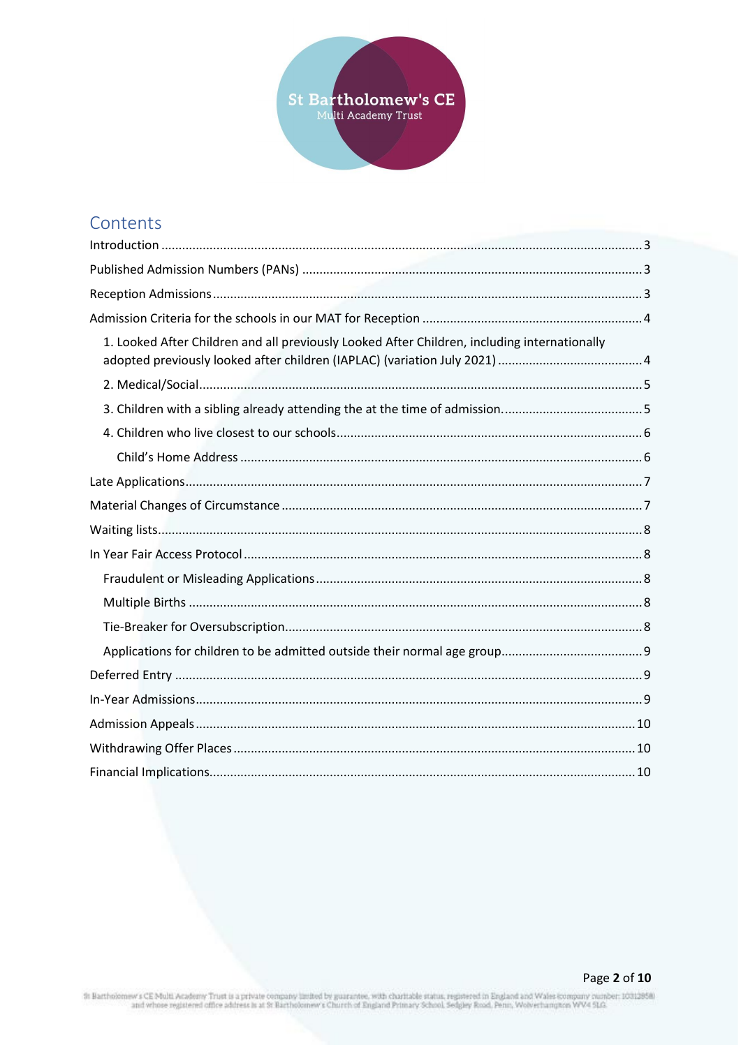## Contents

Introduction ..... 3

Published Admission Numbers (PANs) ..... 3

Reception Admissions ..... 3

Admission Criteria for the schools in our MAT for Reception ..... 4

- 1. Looked After Children and all previously Looked After Children, including internationally adopted previously looked after children (IAPLAC) (variation July 2021) ..... 4
- 2. Medical/Social ..... 5
- 3. Children with a sibling already attending the at the time of admission. ..... 5
- 4. Children who live closest to our schools ..... 6
  - Child's Home Address ..... 6

Late Applications ..... 7

Material Changes of Circumstance ..... 7

Waiting lists ..... 8

In Year Fair Access Protocol ..... 8

- Fraudulent or Misleading Applications ..... 8
- Multiple Births ..... 8
- Tie-Breaker for Oversubscription ..... 8
- Applications for children to be admitted outside their normal age group ..... 9

Deferred Entry ..... 9

In-Year Admissions ..... 9

Admission Appeals ..... 10

Withdrawing Offer Places ..... 10

Financial Implications ..... 10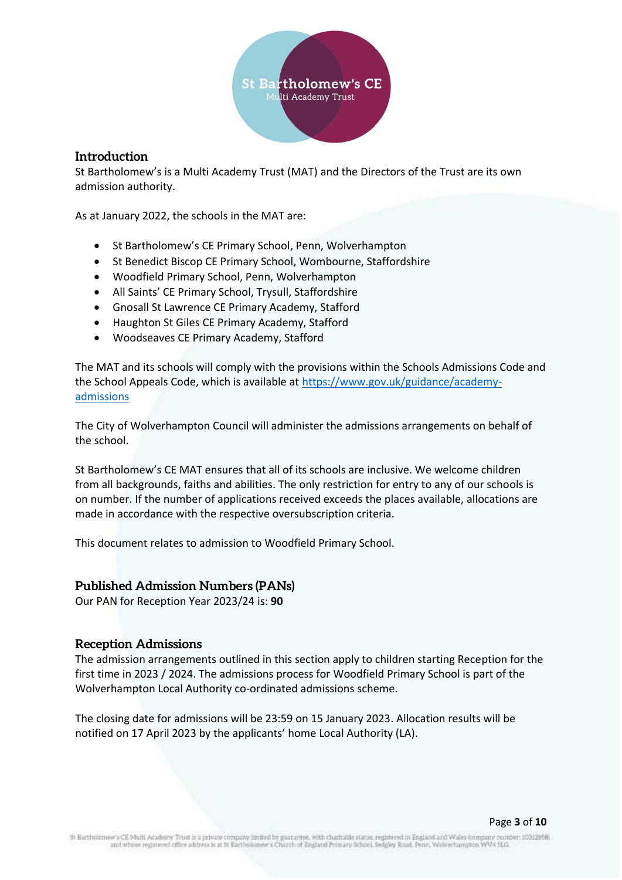## Introduction

St Bartholomew's is a Multi Academy Trust (MAT) and the Directors of the Trust are its own admission authority.

As at January 2022, the schools in the MAT are:

- St Bartholomew's CE Primary School, Penn, Wolverhampton
- St Benedict Biscop CE Primary School, Wombourne, Staffordshire
- Woodfield Primary School, Penn, Wolverhampton
- All Saints' CE Primary School, Trysull, Staffordshire
- Gnosall St Lawrence CE Primary Academy, Stafford
- Haughton St Giles CE Primary Academy, Stafford
- Woodseaves CE Primary Academy, Stafford

The MAT and its schools will comply with the provisions within the Schools Admissions Code and the School Appeals Code, which is available at https://www.gov.uk/guidance/academy-admissions

The City of Wolverhampton Council will administer the admissions arrangements on behalf of the school.

St Bartholomew's CE MAT ensures that all of its schools are inclusive. We welcome children from all backgrounds, faiths and abilities. The only restriction for entry to any of our schools is on number. If the number of applications received exceeds the places available, allocations are made in accordance with the respective oversubscription criteria.

This document relates to admission to Woodfield Primary School.

## Published Admission Numbers (PANs)

Our PAN for Reception Year 2023/24 is: **90**

## Reception Admissions

The admission arrangements outlined in this section apply to children starting Reception for the first time in 2023 / 2024. The admissions process for Woodfield Primary School is part of the Wolverhampton Local Authority co-ordinated admissions scheme.

The closing date for admissions will be 23:59 on 15 January 2023. Allocation results will be notified on 17 April 2023 by the applicants' home Local Authority (LA).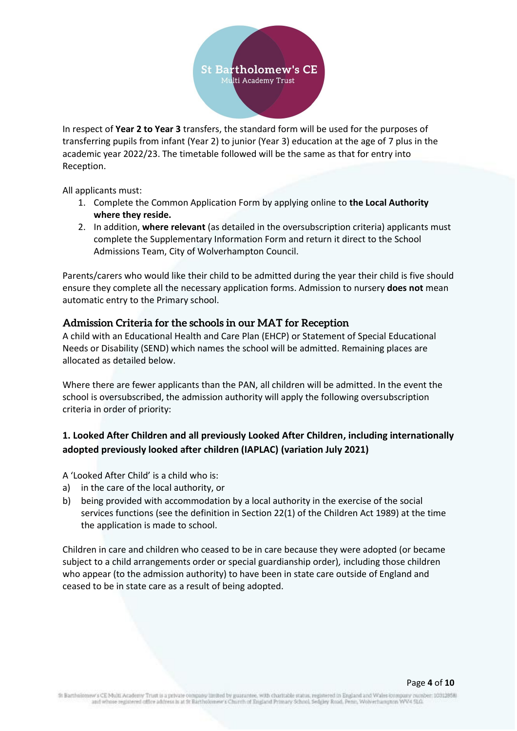In respect of **Year 2 to Year 3** transfers, the standard form will be used for the purposes of transferring pupils from infant (Year 2) to junior (Year 3) education at the age of 7 plus in the academic year 2022/23. The timetable followed will be the same as that for entry into Reception.

All applicants must:

1. Complete the Common Application Form by applying online to **the Local Authority where they reside.**
2. In addition, **where relevant** (as detailed in the oversubscription criteria) applicants must complete the Supplementary Information Form and return it direct to the School Admissions Team, City of Wolverhampton Council.

Parents/carers who would like their child to be admitted during the year their child is five should ensure they complete all the necessary application forms. Admission to nursery **does not** mean automatic entry to the Primary school.

## Admission Criteria for the schools in our MAT for Reception

A child with an Educational Health and Care Plan (EHCP) or Statement of Special Educational Needs or Disability (SEND) which names the school will be admitted. Remaining places are allocated as detailed below.

Where there are fewer applicants than the PAN, all children will be admitted. In the event the school is oversubscribed, the admission authority will apply the following oversubscription criteria in order of priority:

### 1. Looked After Children and all previously Looked After Children, including internationally adopted previously looked after children (IAPLAC) (variation July 2021)

A 'Looked After Child' is a child who is:

a) in the care of the local authority, or

b) being provided with accommodation by a local authority in the exercise of the social services functions (see the definition in Section 22(1) of the Children Act 1989) at the time the application is made to school.

Children in care and children who ceased to be in care because they were adopted (or became subject to a child arrangements order or special guardianship order), including those children who appear (to the admission authority) to have been in state care outside of England and ceased to be in state care as a result of being adopted.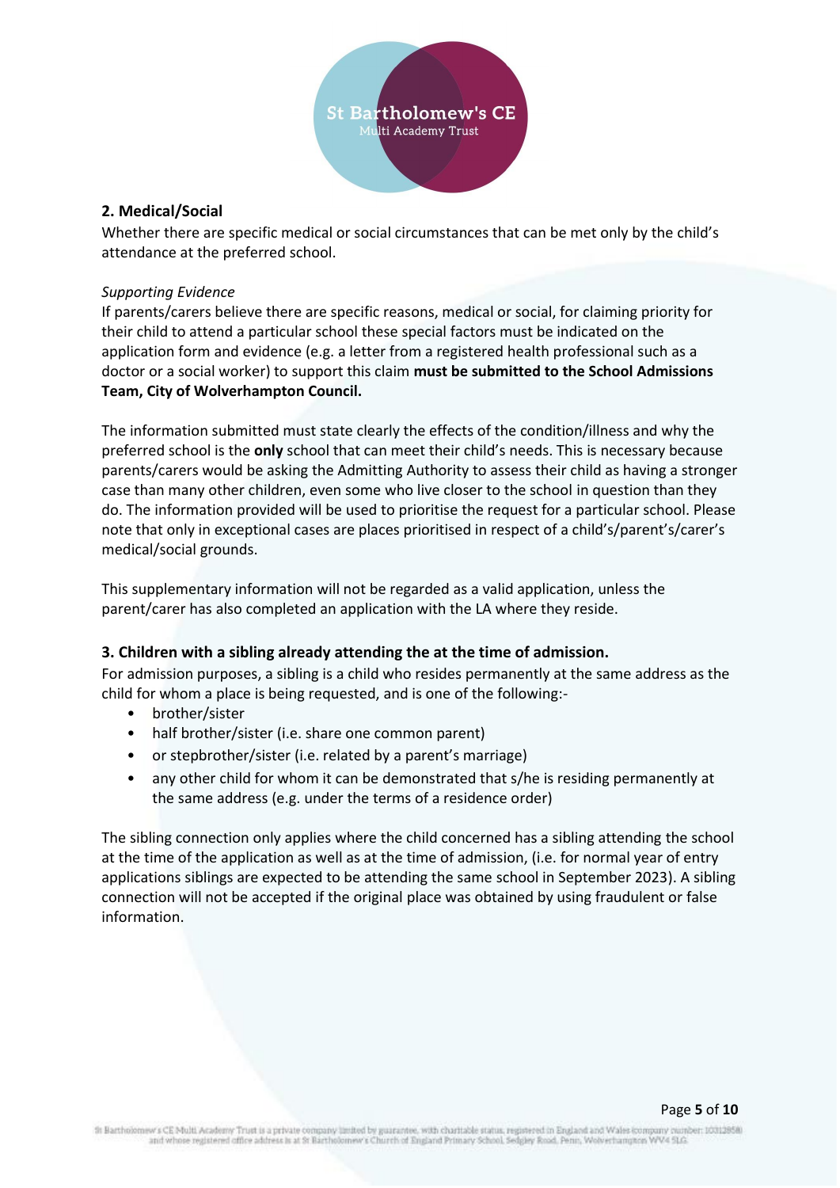## 2. Medical/Social

Whether there are specific medical or social circumstances that can be met only by the child's attendance at the preferred school.

*Supporting Evidence*

If parents/carers believe there are specific reasons, medical or social, for claiming priority for their child to attend a particular school these special factors must be indicated on the application form and evidence (e.g. a letter from a registered health professional such as a doctor or a social worker) to support this claim **must be submitted to the School Admissions Team, City of Wolverhampton Council.**

The information submitted must state clearly the effects of the condition/illness and why the preferred school is the **only** school that can meet their child's needs. This is necessary because parents/carers would be asking the Admitting Authority to assess their child as having a stronger case than many other children, even some who live closer to the school in question than they do. The information provided will be used to prioritise the request for a particular school. Please note that only in exceptional cases are places prioritised in respect of a child's/parent's/carer's medical/social grounds.

This supplementary information will not be regarded as a valid application, unless the parent/carer has also completed an application with the LA where they reside.

## 3. Children with a sibling already attending the at the time of admission.

For admission purposes, a sibling is a child who resides permanently at the same address as the child for whom a place is being requested, and is one of the following:-

- brother/sister
- half brother/sister (i.e. share one common parent)
- or stepbrother/sister (i.e. related by a parent's marriage)
- any other child for whom it can be demonstrated that s/he is residing permanently at the same address (e.g. under the terms of a residence order)

The sibling connection only applies where the child concerned has a sibling attending the school at the time of the application as well as at the time of admission, (i.e. for normal year of entry applications siblings are expected to be attending the same school in September 2023). A sibling connection will not be accepted if the original place was obtained by using fraudulent or false information.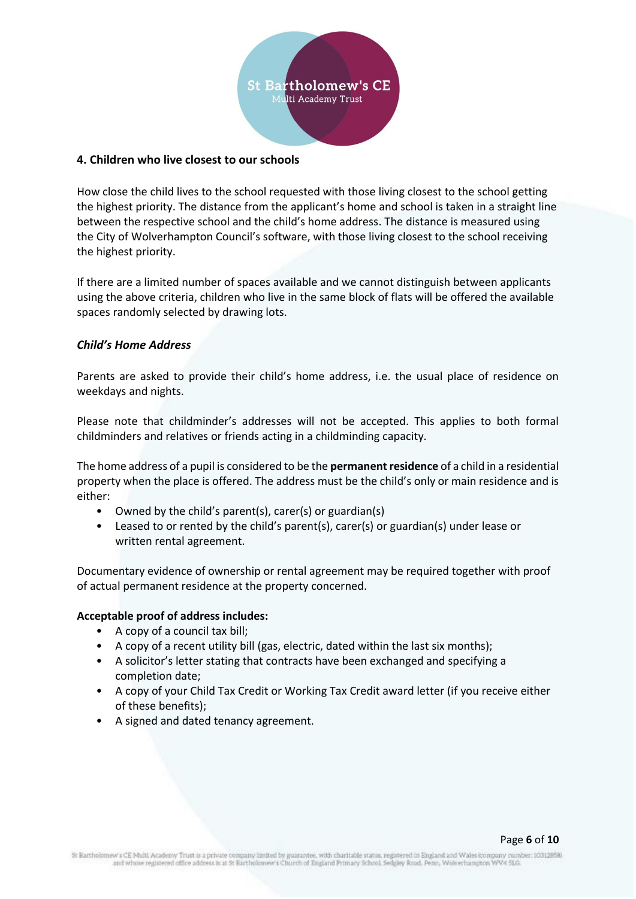## 4. Children who live closest to our schools

How close the child lives to the school requested with those living closest to the school getting the highest priority. The distance from the applicant's home and school is taken in a straight line between the respective school and the child's home address. The distance is measured using the City of Wolverhampton Council's software, with those living closest to the school receiving the highest priority.

If there are a limited number of spaces available and we cannot distinguish between applicants using the above criteria, children who live in the same block of flats will be offered the available spaces randomly selected by drawing lots.

### *Child's Home Address*

Parents are asked to provide their child's home address, i.e. the usual place of residence on weekdays and nights.

Please note that childminder's addresses will not be accepted. This applies to both formal childminders and relatives or friends acting in a childminding capacity.

The home address of a pupil is considered to be the **permanent residence** of a child in a residential property when the place is offered. The address must be the child's only or main residence and is either:

- Owned by the child's parent(s), carer(s) or guardian(s)
- Leased to or rented by the child's parent(s), carer(s) or guardian(s) under lease or written rental agreement.

Documentary evidence of ownership or rental agreement may be required together with proof of actual permanent residence at the property concerned.

**Acceptable proof of address includes:**

- A copy of a council tax bill;
- A copy of a recent utility bill (gas, electric, dated within the last six months);
- A solicitor's letter stating that contracts have been exchanged and specifying a completion date;
- A copy of your Child Tax Credit or Working Tax Credit award letter (if you receive either of these benefits);
- A signed and dated tenancy agreement.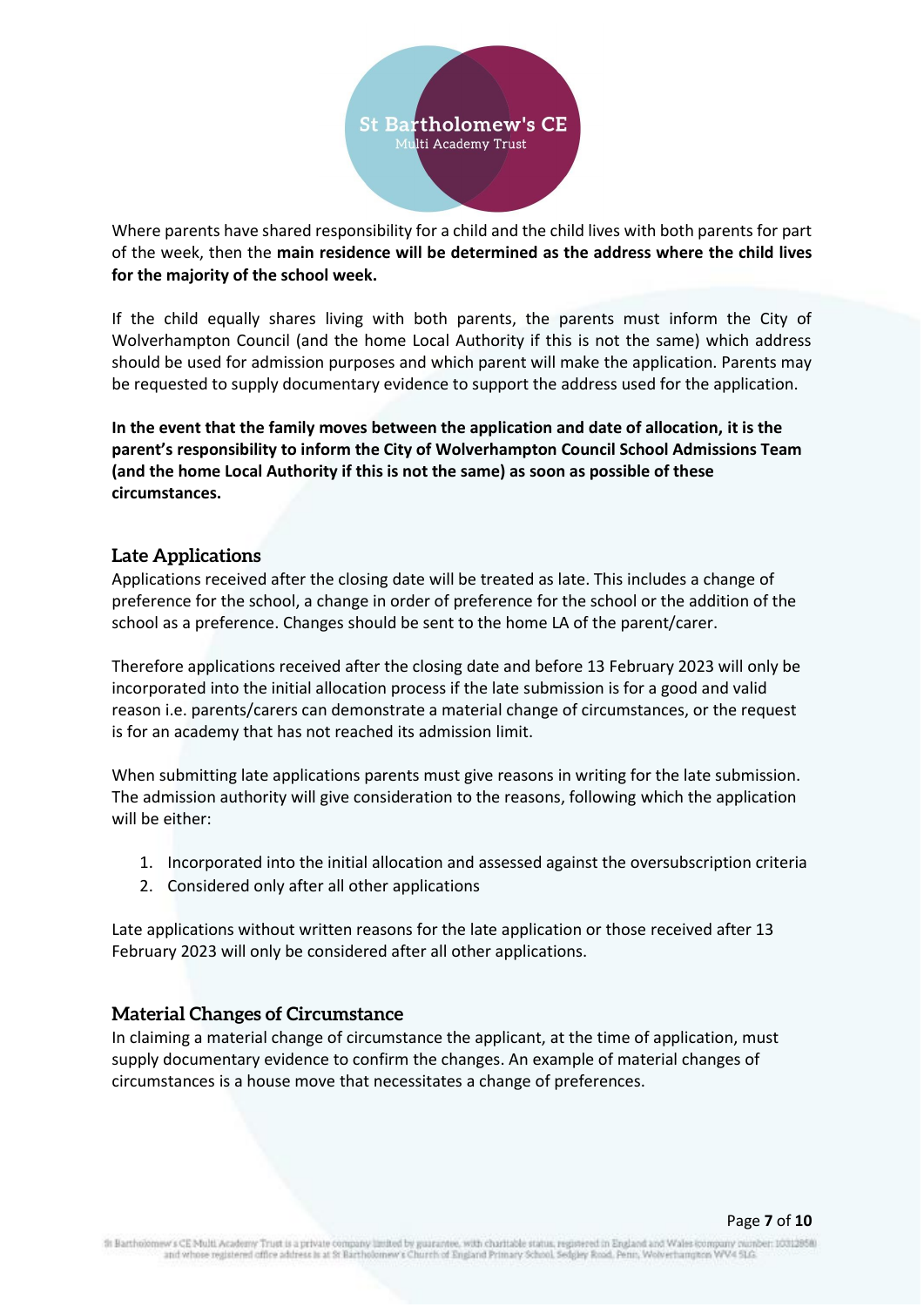Where parents have shared responsibility for a child and the child lives with both parents for part of the week, then the **main residence will be determined as the address where the child lives for the majority of the school week.**

If the child equally shares living with both parents, the parents must inform the City of Wolverhampton Council (and the home Local Authority if this is not the same) which address should be used for admission purposes and which parent will make the application. Parents may be requested to supply documentary evidence to support the address used for the application.

**In the event that the family moves between the application and date of allocation, it is the parent's responsibility to inform the City of Wolverhampton Council School Admissions Team (and the home Local Authority if this is not the same) as soon as possible of these circumstances.**

## Late Applications

Applications received after the closing date will be treated as late. This includes a change of preference for the school, a change in order of preference for the school or the addition of the school as a preference. Changes should be sent to the home LA of the parent/carer.

Therefore applications received after the closing date and before 13 February 2023 will only be incorporated into the initial allocation process if the late submission is for a good and valid reason i.e. parents/carers can demonstrate a material change of circumstances, or the request is for an academy that has not reached its admission limit.

When submitting late applications parents must give reasons in writing for the late submission. The admission authority will give consideration to the reasons, following which the application will be either:

1. Incorporated into the initial allocation and assessed against the oversubscription criteria
2. Considered only after all other applications

Late applications without written reasons for the late application or those received after 13 February 2023 will only be considered after all other applications.

## Material Changes of Circumstance

In claiming a material change of circumstance the applicant, at the time of application, must supply documentary evidence to confirm the changes. An example of material changes of circumstances is a house move that necessitates a change of preferences.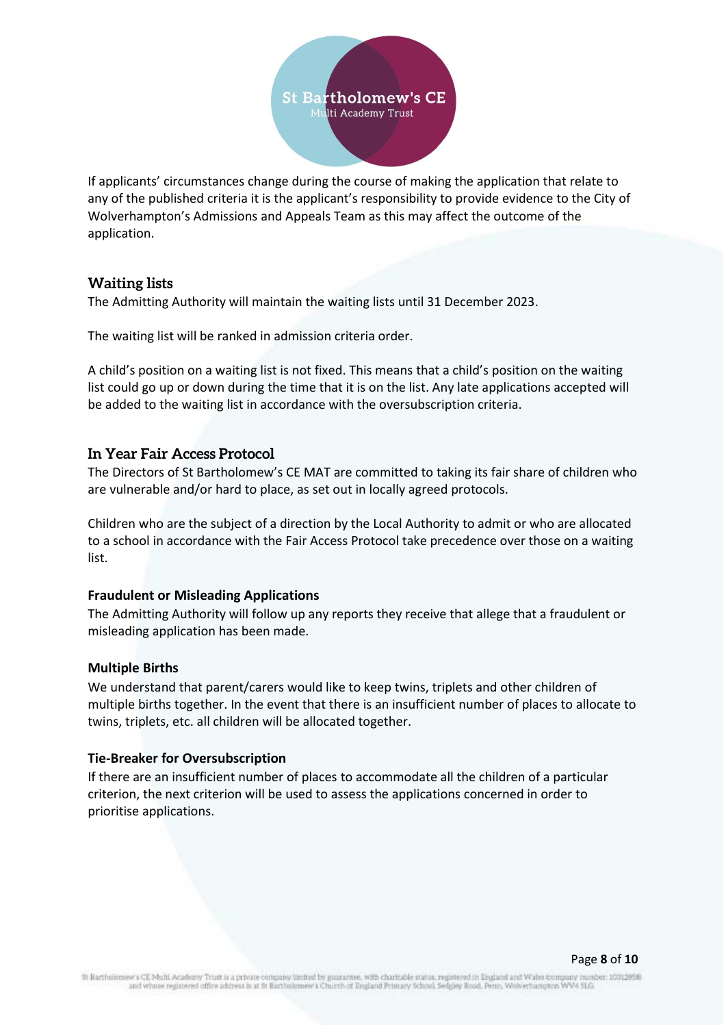If applicants' circumstances change during the course of making the application that relate to any of the published criteria it is the applicant's responsibility to provide evidence to the City of Wolverhampton's Admissions and Appeals Team as this may affect the outcome of the application.

## Waiting lists

The Admitting Authority will maintain the waiting lists until 31 December 2023.

The waiting list will be ranked in admission criteria order.

A child's position on a waiting list is not fixed. This means that a child's position on the waiting list could go up or down during the time that it is on the list. Any late applications accepted will be added to the waiting list in accordance with the oversubscription criteria.

## In Year Fair Access Protocol

The Directors of St Bartholomew's CE MAT are committed to taking its fair share of children who are vulnerable and/or hard to place, as set out in locally agreed protocols.

Children who are the subject of a direction by the Local Authority to admit or who are allocated to a school in accordance with the Fair Access Protocol take precedence over those on a waiting list.

**Fraudulent or Misleading Applications**

The Admitting Authority will follow up any reports they receive that allege that a fraudulent or misleading application has been made.

**Multiple Births**

We understand that parent/carers would like to keep twins, triplets and other children of multiple births together. In the event that there is an insufficient number of places to allocate to twins, triplets, etc. all children will be allocated together.

**Tie-Breaker for Oversubscription**

If there are an insufficient number of places to accommodate all the children of a particular criterion, the next criterion will be used to assess the applications concerned in order to prioritise applications.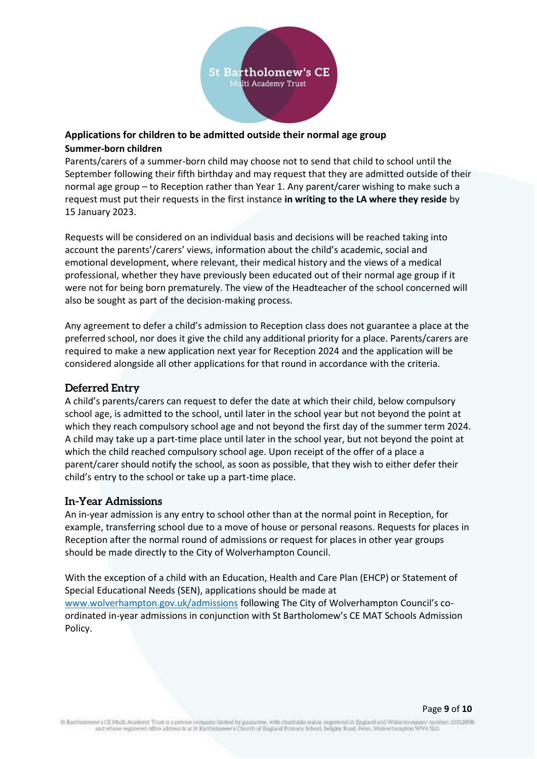## Applications for children to be admitted outside their normal age group

### Summer-born children

Parents/carers of a summer-born child may choose not to send that child to school until the September following their fifth birthday and may request that they are admitted outside of their normal age group – to Reception rather than Year 1. Any parent/carer wishing to make such a request must put their requests in the first instance **in writing to the LA where they reside** by 15 January 2023.

Requests will be considered on an individual basis and decisions will be reached taking into account the parents'/carers' views, information about the child's academic, social and emotional development, where relevant, their medical history and the views of a medical professional, whether they have previously been educated out of their normal age group if it were not for being born prematurely. The view of the Headteacher of the school concerned will also be sought as part of the decision-making process.

Any agreement to defer a child's admission to Reception class does not guarantee a place at the preferred school, nor does it give the child any additional priority for a place. Parents/carers are required to make a new application next year for Reception 2024 and the application will be considered alongside all other applications for that round in accordance with the criteria.

## Deferred Entry

A child's parents/carers can request to defer the date at which their child, below compulsory school age, is admitted to the school, until later in the school year but not beyond the point at which they reach compulsory school age and not beyond the first day of the summer term 2024. A child may take up a part-time place until later in the school year, but not beyond the point at which the child reached compulsory school age. Upon receipt of the offer of a place a parent/carer should notify the school, as soon as possible, that they wish to either defer their child's entry to the school or take up a part-time place.

## In-Year Admissions

An in-year admission is any entry to school other than at the normal point in Reception, for example, transferring school due to a move of house or personal reasons. Requests for places in Reception after the normal round of admissions or request for places in other year groups should be made directly to the City of Wolverhampton Council.

With the exception of a child with an Education, Health and Care Plan (EHCP) or Statement of Special Educational Needs (SEN), applications should be made at [www.wolverhampton.gov.uk/admissions](http://www.wolverhampton.gov.uk/admissions) following The City of Wolverhampton Council's co-ordinated in-year admissions in conjunction with St Bartholomew's CE MAT Schools Admission Policy.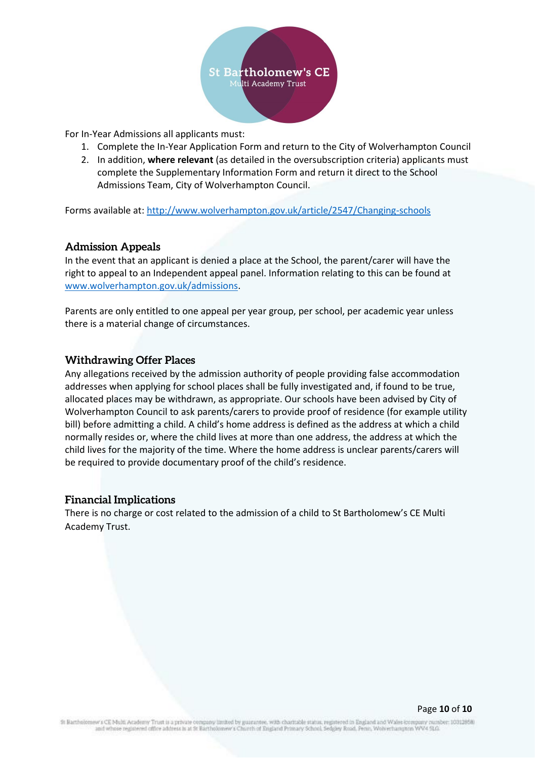For In-Year Admissions all applicants must:

1. Complete the In-Year Application Form and return to the City of Wolverhampton Council
2. In addition, **where relevant** (as detailed in the oversubscription criteria) applicants must complete the Supplementary Information Form and return it direct to the School Admissions Team, City of Wolverhampton Council.

Forms available at: [http://www.wolverhampton.gov.uk/article/2547/Changing-schools](http://www.wolverhampton.gov.uk/article/2547/Changing-schools)

## Admission Appeals

In the event that an applicant is denied a place at the School, the parent/carer will have the right to appeal to an Independent appeal panel. Information relating to this can be found at [www.wolverhampton.gov.uk/admissions](http://www.wolverhampton.gov.uk/admissions).

Parents are only entitled to one appeal per year group, per school, per academic year unless there is a material change of circumstances.

## Withdrawing Offer Places

Any allegations received by the admission authority of people providing false accommodation addresses when applying for school places shall be fully investigated and, if found to be true, allocated places may be withdrawn, as appropriate. Our schools have been advised by City of Wolverhampton Council to ask parents/carers to provide proof of residence (for example utility bill) before admitting a child. A child's home address is defined as the address at which a child normally resides or, where the child lives at more than one address, the address at which the child lives for the majority of the time. Where the home address is unclear parents/carers will be required to provide documentary proof of the child's residence.

## Financial Implications

There is no charge or cost related to the admission of a child to St Bartholomew's CE Multi Academy Trust.